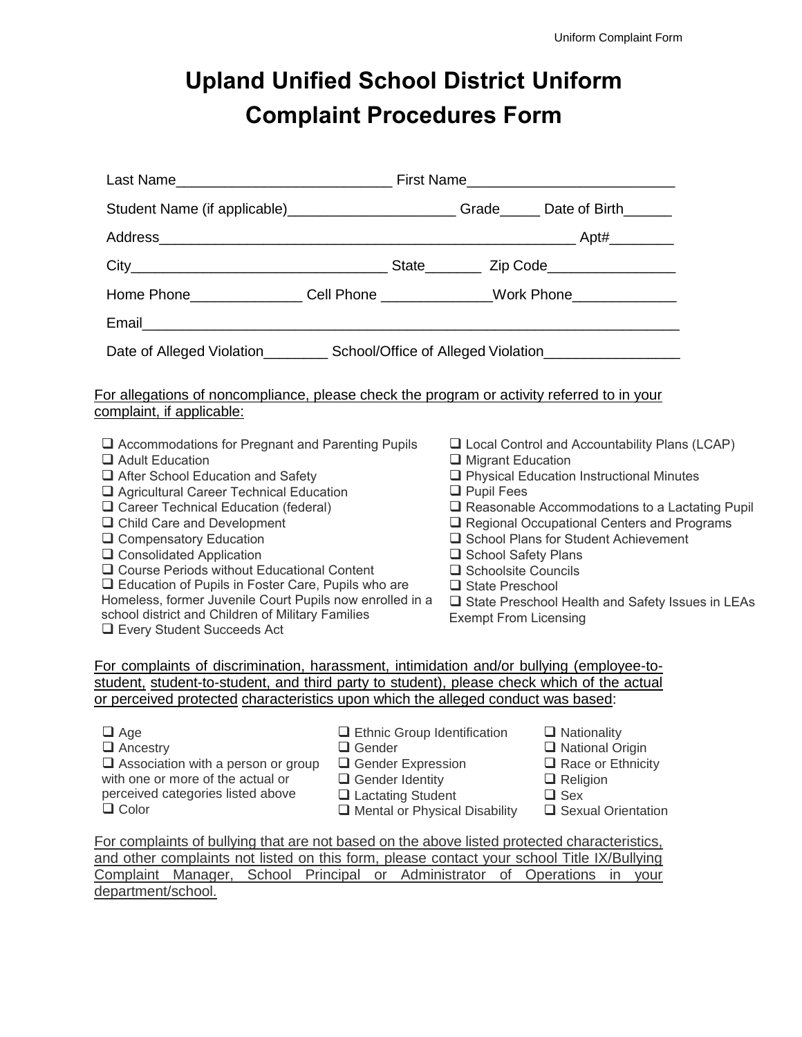# Upland Unified School District Uniform Complaint Procedures Form

Last Name__________________________ First Name_________________________

Student Name (if applicable)____________________ Grade_____ Date of Birth______

Address___________________________________________________ Apt#________

City_______________________________ State_______ Zip Code________________

Home Phone______________ Cell Phone ______________Work Phone_____________

Email__________________________________________________________________

Date of Alleged Violation________ School/Office of Alleged Violation_________________

For allegations of noncompliance, please check the program or activity referred to in your complaint, if applicable:

- ❑ Accommodations for Pregnant and Parenting Pupils
- ❑ Adult Education
- ❑ After School Education and Safety
- ❑ Agricultural Career Technical Education
- ❑ Career Technical Education (federal)
- ❑ Child Care and Development
- ❑ Compensatory Education
- ❑ Consolidated Application
- ❑ Course Periods without Educational Content
- ❑ Education of Pupils in Foster Care, Pupils who are Homeless, former Juvenile Court Pupils now enrolled in a school district and Children of Military Families
- ❑ Every Student Succeeds Act
- ❑ Local Control and Accountability Plans (LCAP)
- ❑ Migrant Education
- ❑ Physical Education Instructional Minutes
- ❑ Pupil Fees
- ❑ Reasonable Accommodations to a Lactating Pupil
- ❑ Regional Occupational Centers and Programs
- ❑ School Plans for Student Achievement
- ❑ School Safety Plans
- ❑ Schoolsite Councils
- ❑ State Preschool
- ❑ State Preschool Health and Safety Issues in LEAs Exempt From Licensing

For complaints of discrimination, harassment, intimidation and/or bullying (employee-to-student, student-to-student, and third party to student), please check which of the actual or perceived protected characteristics upon which the alleged conduct was based:

- ❑ Age
- ❑ Ancestry
- ❑ Association with a person or group with one or more of the actual or perceived categories listed above
- ❑ Color
- ❑ Ethnic Group Identification
- ❑ Gender
- ❑ Gender Expression
- ❑ Gender Identity
- ❑ Lactating Student
- ❑ Mental or Physical Disability
- ❑ Nationality
- ❑ National Origin
- ❑ Race or Ethnicity
- ❑ Religion
- ❑ Sex
- ❑ Sexual Orientation

For complaints of bullying that are not based on the above listed protected characteristics, and other complaints not listed on this form, please contact your school Title IX/Bullying Complaint Manager, School Principal or Administrator of Operations in your department/school.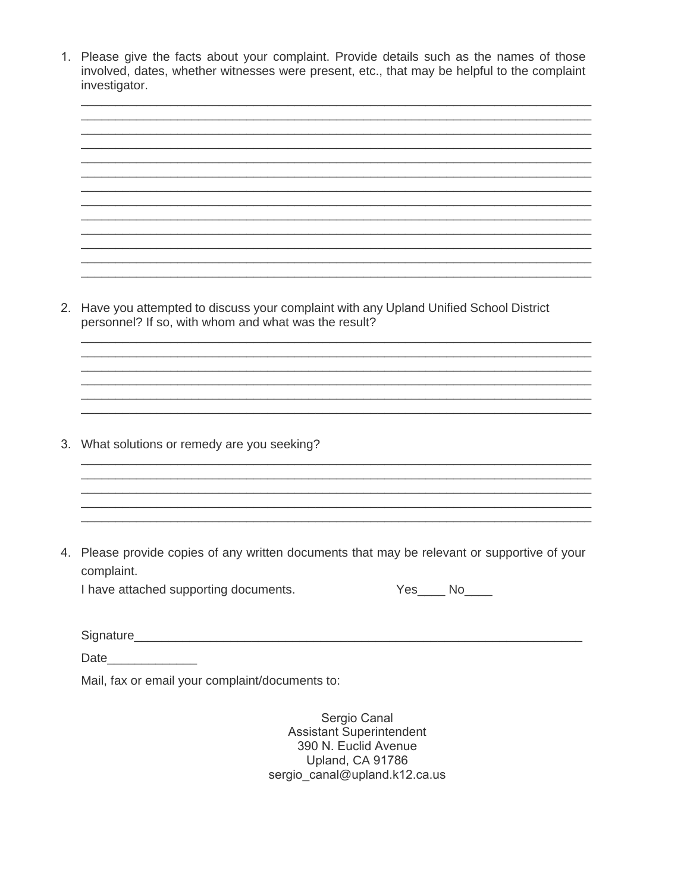1. Please give the facts about your complaint. Provide details such as the names of those involved, dates, whether witnesses were present, etc., that may be helpful to the complaint investigator.

   ___________________________________________________________________________
   ___________________________________________________________________________
   ___________________________________________________________________________
   ___________________________________________________________________________
   ___________________________________________________________________________
   ___________________________________________________________________________
   ___________________________________________________________________________
   ___________________________________________________________________________
   ___________________________________________________________________________
   ___________________________________________________________________________
   ___________________________________________________________________________
   ___________________________________________________________________________
   ___________________________________________________________________________

2. Have you attempted to discuss your complaint with any Upland Unified School District personnel? If so, with whom and what was the result?

   ___________________________________________________________________________
   ___________________________________________________________________________
   ___________________________________________________________________________
   ___________________________________________________________________________
   ___________________________________________________________________________
   ___________________________________________________________________________

3. What solutions or remedy are you seeking?

   ___________________________________________________________________________
   ___________________________________________________________________________
   ___________________________________________________________________________
   ___________________________________________________________________________
   ___________________________________________________________________________

4. Please provide copies of any written documents that may be relevant or supportive of your complaint.

   I have attached supporting documents. Yes____ No____

   Signature______________________________________________________________

   Date_____________

   Mail, fax or email your complaint/documents to:

Sergio Canal
Assistant Superintendent
390 N. Euclid Avenue
Upland, CA 91786
sergio_canal@upland.k12.ca.us